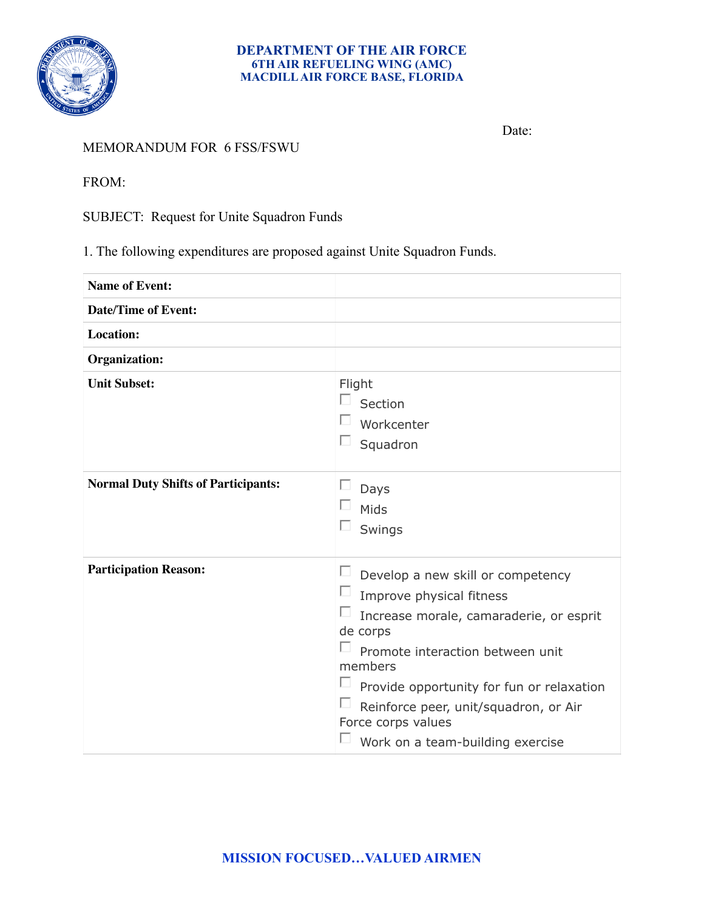**DEPARTMENT OF THE AIR FORCE**
**6TH AIR REFUELING WING (AMC)**
**MACDILL AIR FORCE BASE, FLORIDA**

Date:

MEMORANDUM FOR 6 FSS/FSWU

FROM:

SUBJECT: Request for Unite Squadron Funds

1. The following expenditures are proposed against Unite Squadron Funds.

| | |
|---|---|
| **Name of Event:** | |
| **Date/Time of Event:** | |
| **Location:** | |
| **Organization:** | |
| **Unit Subset:** | Flight<br>☐ Section<br>☐ Workcenter<br>☐ Squadron |
| **Normal Duty Shifts of Participants:** | ☐ Days<br>☐ Mids<br>☐ Swings |
| **Participation Reason:** | ☐ Develop a new skill or competency<br>☐ Improve physical fitness<br>☐ Increase morale, camaraderie, or esprit de corps<br>☐ Promote interaction between unit members<br>☐ Provide opportunity for fun or relaxation<br>☐ Reinforce peer, unit/squadron, or Air Force corps values<br>☐ Work on a team-building exercise |

**MISSION FOCUSED…VALUED AIRMEN**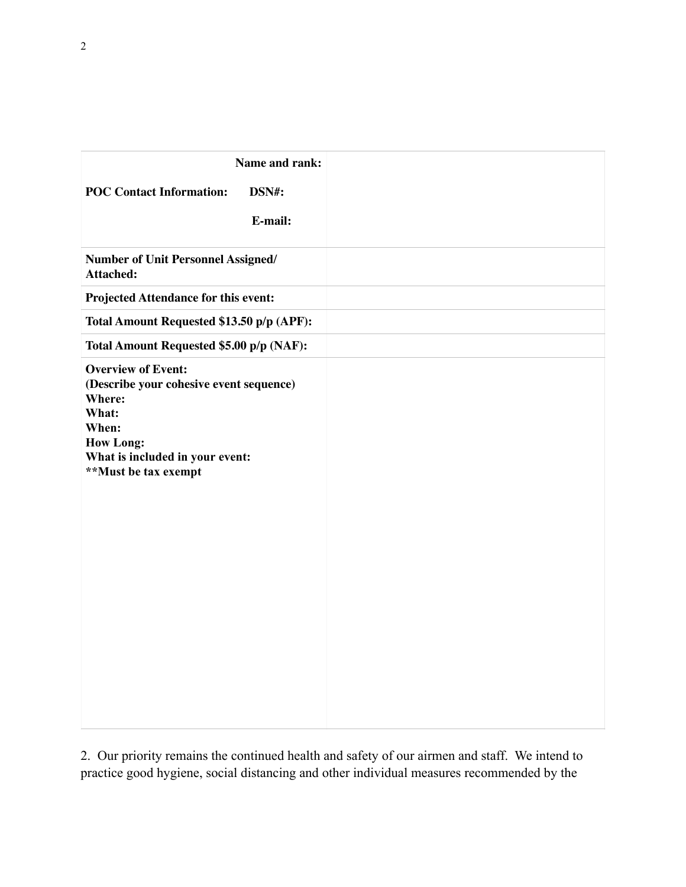| | |
|---|---|
| **Name and rank:**<br>**POC Contact Information: DSN#:**<br>**E-mail:** | |
| **Number of Unit Personnel Assigned/ Attached:** | |
| **Projected Attendance for this event:** | |
| **Total Amount Requested $13.50 p/p (APF):** | |
| **Total Amount Requested $5.00 p/p (NAF):** | |
| **Overview of Event:**<br>**(Describe your cohesive event sequence)**<br>**Where:**<br>**What:**<br>**When:**<br>**How Long:**<br>**What is included in your event:**<br>**\*\*Must be tax exempt** | |

2. Our priority remains the continued health and safety of our airmen and staff. We intend to practice good hygiene, social distancing and other individual measures recommended by the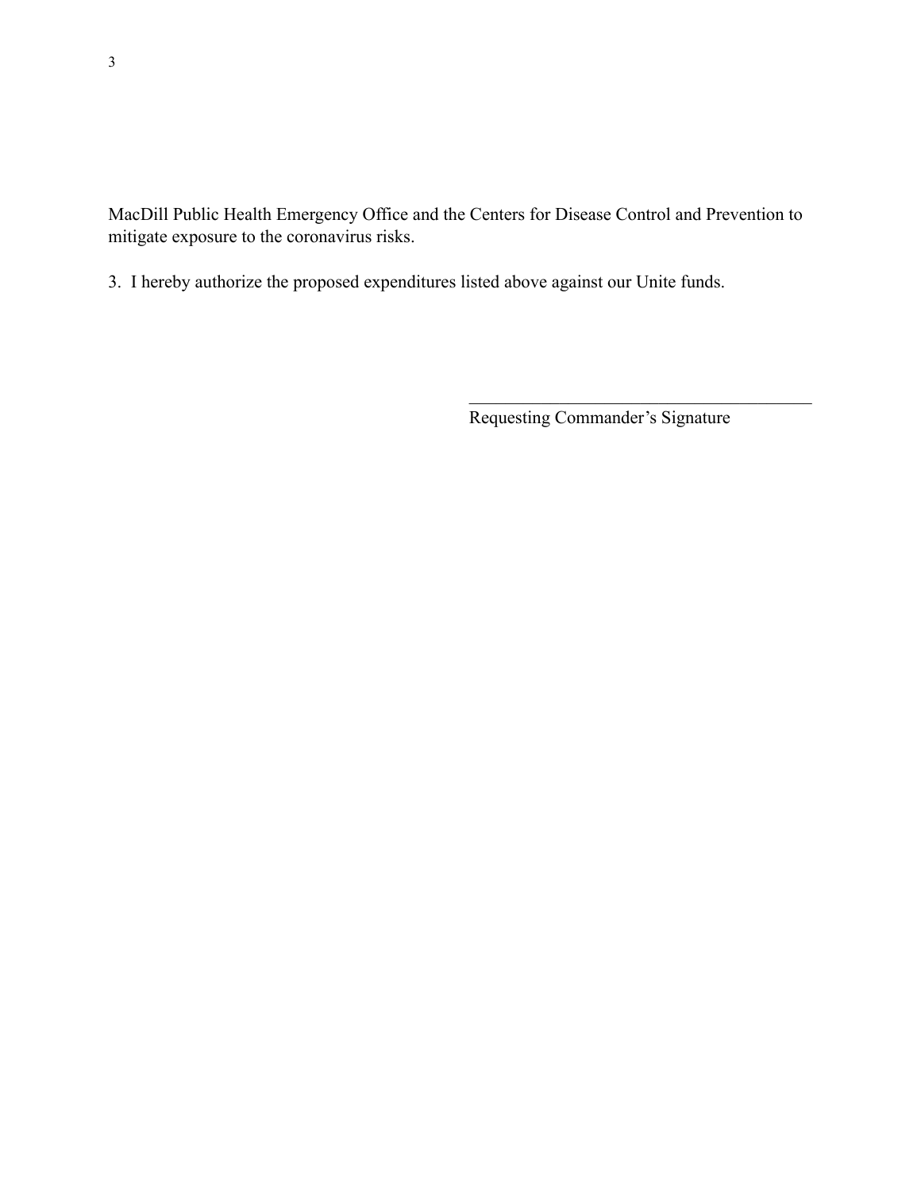MacDill Public Health Emergency Office and the Centers for Disease Control and Prevention to mitigate exposure to the coronavirus risks.

3. I hereby authorize the proposed expenditures listed above against our Unite funds.

\_\_\_\_\_\_\_\_\_\_\_\_\_\_\_\_\_\_\_\_\_\_\_\_\_\_\_\_\_\_\_\_\_\_\_\_\_\_\_\_

Requesting Commander's Signature